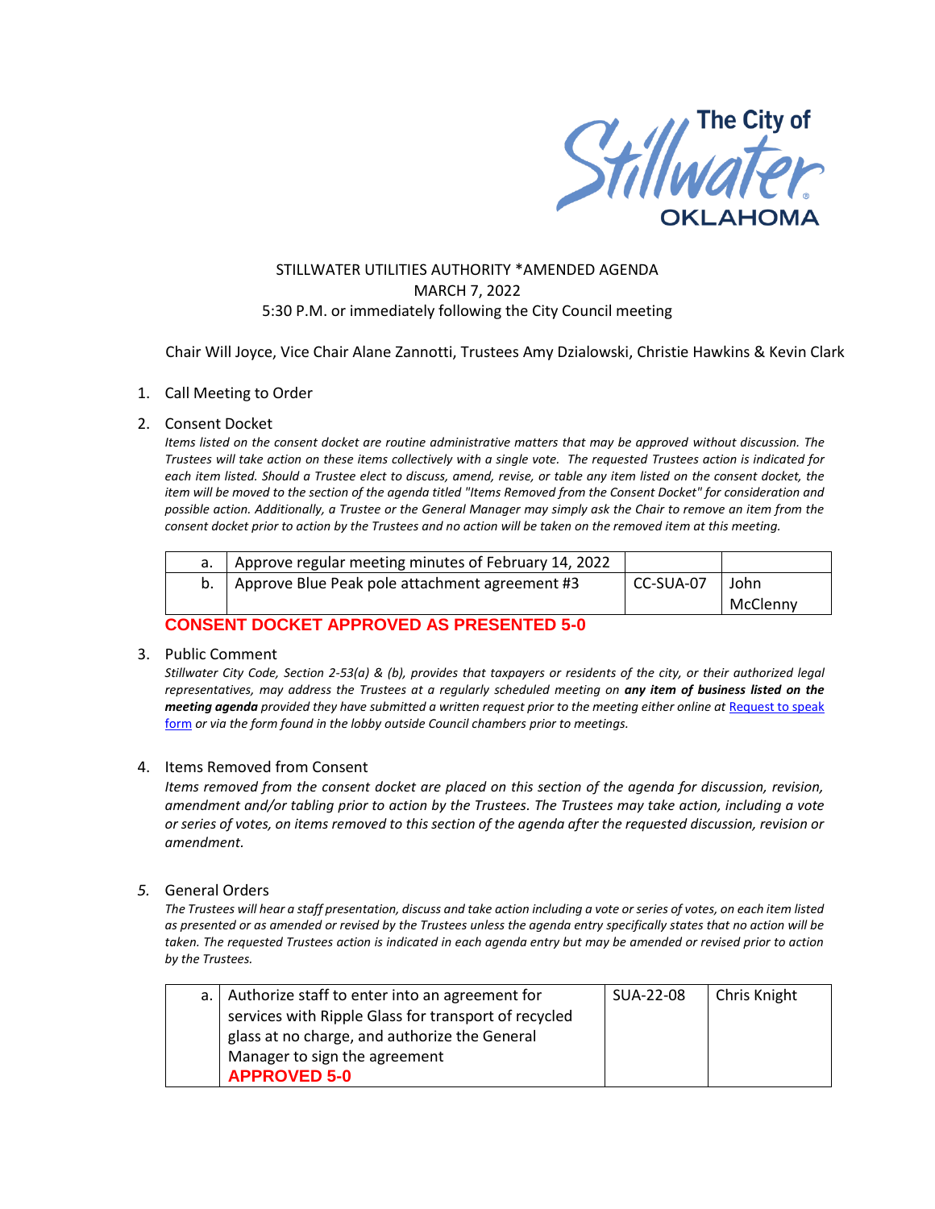The City of Stillwater OKLAHOMA

STILLWATER UTILITIES AUTHORITY *AMENDED AGENDA
MARCH 7, 2022
5:30 P.M. or immediately following the City Council meeting

Chair Will Joyce, Vice Chair Alane Zannotti, Trustees Amy Dzialowski, Christie Hawkins & Kevin Clark

1. Call Meeting to Order

2. Consent Docket

*Items listed on the consent docket are routine administrative matters that may be approved without discussion. The Trustees will take action on these items collectively with a single vote. The requested Trustees action is indicated for each item listed. Should a Trustee elect to discuss, amend, revise, or table any item listed on the consent docket, the item will be moved to the section of the agenda titled "Items Removed from the Consent Docket" for consideration and possible action. Additionally, a Trustee or the General Manager may simply ask the Chair to remove an item from the consent docket prior to action by the Trustees and no action will be taken on the removed item at this meeting.*

| | | | |
|---|---|---|---|
| a. | Approve regular meeting minutes of February 14, 2022 | | |
| b. | Approve Blue Peak pole attachment agreement #3 | CC-SUA-07 | John McClenny |

**CONSENT DOCKET APPROVED AS PRESENTED 5-0**

3. Public Comment

*Stillwater City Code, Section 2-53(a) & (b), provides that taxpayers or residents of the city, or their authorized legal representatives, may address the Trustees at a regularly scheduled meeting on **any item of business listed on the meeting agenda** provided they have submitted a written request prior to the meeting either online at Request to speak form or via the form found in the lobby outside Council chambers prior to meetings.*

4. Items Removed from Consent

*Items removed from the consent docket are placed on this section of the agenda for discussion, revision, amendment and/or tabling prior to action by the Trustees. The Trustees may take action, including a vote or series of votes, on items removed to this section of the agenda after the requested discussion, revision or amendment.*

5. General Orders

*The Trustees will hear a staff presentation, discuss and take action including a vote or series of votes, on each item listed as presented or as amended or revised by the Trustees unless the agenda entry specifically states that no action will be taken. The requested Trustees action is indicated in each agenda entry but may be amended or revised prior to action by the Trustees.*

| | | | |
|---|---|---|---|
| a. | Authorize staff to enter into an agreement for services with Ripple Glass for transport of recycled glass at no charge, and authorize the General Manager to sign the agreement **APPROVED 5-0** | SUA-22-08 | Chris Knight |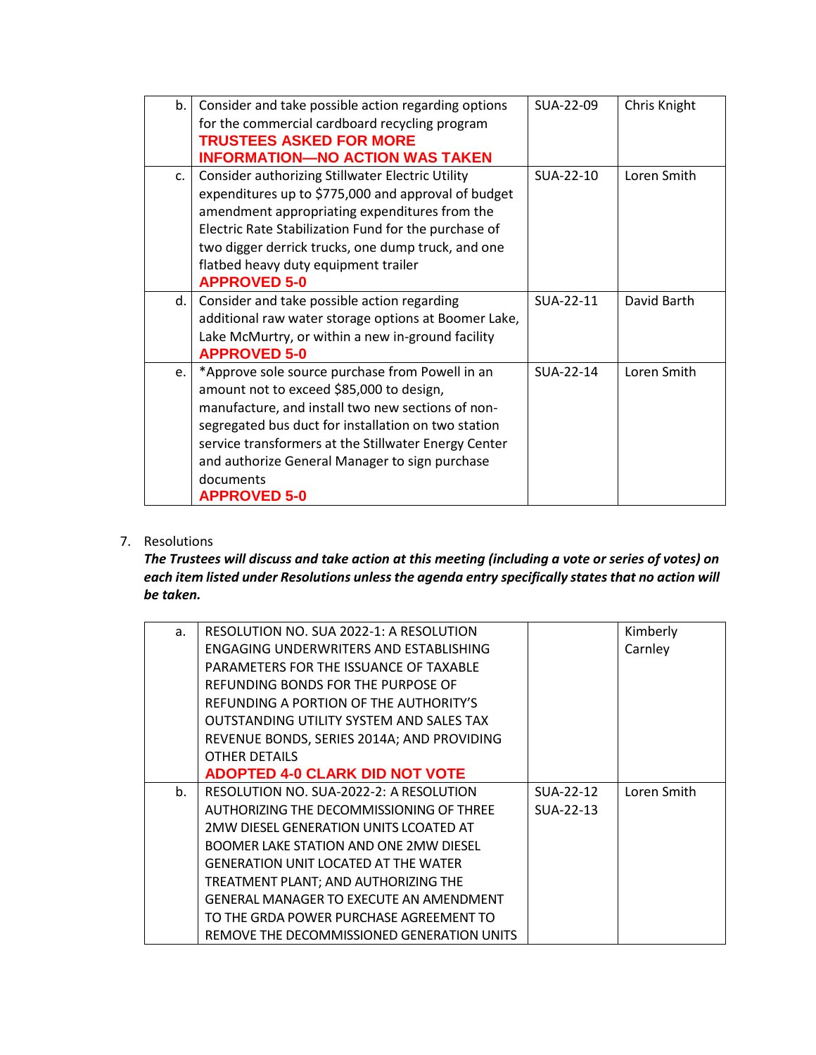| | | | |
|---|---|---|---|
| b. | Consider and take possible action regarding options for the commercial cardboard recycling program **TRUSTEES ASKED FOR MORE INFORMATION—NO ACTION WAS TAKEN** | SUA-22-09 | Chris Knight |
| c. | Consider authorizing Stillwater Electric Utility expenditures up to $775,000 and approval of budget amendment appropriating expenditures from the Electric Rate Stabilization Fund for the purchase of two digger derrick trucks, one dump truck, and one flatbed heavy duty equipment trailer **APPROVED 5-0** | SUA-22-10 | Loren Smith |
| d. | Consider and take possible action regarding additional raw water storage options at Boomer Lake, Lake McMurtry, or within a new in-ground facility **APPROVED 5-0** | SUA-22-11 | David Barth |
| e. | *Approve sole source purchase from Powell in an amount not to exceed $85,000 to design, manufacture, and install two new sections of non-segregated bus duct for installation on two station service transformers at the Stillwater Energy Center and authorize General Manager to sign purchase documents **APPROVED 5-0** | SUA-22-14 | Loren Smith |

7. Resolutions
***The Trustees will discuss and take action at this meeting (including a vote or series of votes) on each item listed under Resolutions unless the agenda entry specifically states that no action will be taken.***

| | | | |
|---|---|---|---|
| a. | RESOLUTION NO. SUA 2022-1: A RESOLUTION ENGAGING UNDERWRITERS AND ESTABLISHING PARAMETERS FOR THE ISSUANCE OF TAXABLE REFUNDING BONDS FOR THE PURPOSE OF REFUNDING A PORTION OF THE AUTHORITY'S OUTSTANDING UTILITY SYSTEM AND SALES TAX REVENUE BONDS, SERIES 2014A; AND PROVIDING OTHER DETAILS **ADOPTED 4-0 CLARK DID NOT VOTE** | | Kimberly Carnley |
| b. | RESOLUTION NO. SUA-2022-2: A RESOLUTION AUTHORIZING THE DECOMMISSIONING OF THREE 2MW DIESEL GENERATION UNITS LCOATED AT BOOMER LAKE STATION AND ONE 2MW DIESEL GENERATION UNIT LOCATED AT THE WATER TREATMENT PLANT; AND AUTHORIZING THE GENERAL MANAGER TO EXECUTE AN AMENDMENT TO THE GRDA POWER PURCHASE AGREEMENT TO REMOVE THE DECOMMISSIONED GENERATION UNITS | SUA-22-12 SUA-22-13 | Loren Smith |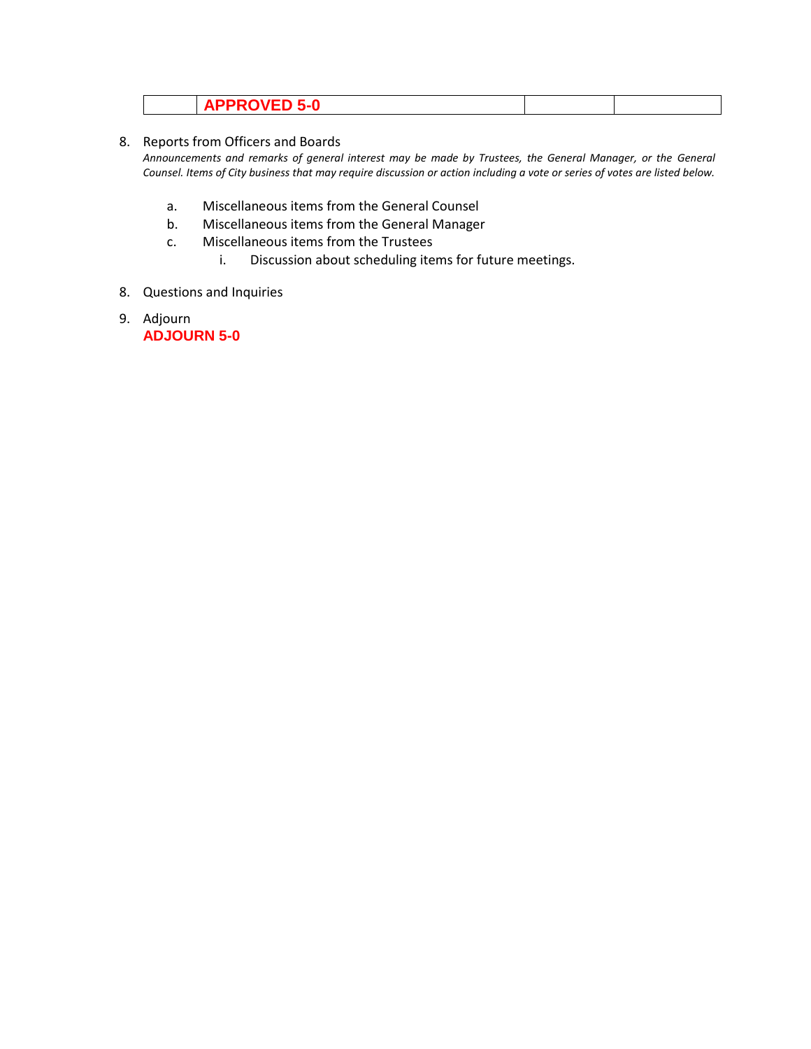| | | | |
|---|---|---|---|
| | **APPROVED 5-0** | | |

8. Reports from Officers and Boards

   *Announcements and remarks of general interest may be made by Trustees, the General Manager, or the General Counsel. Items of City business that may require discussion or action including a vote or series of votes are listed below.*

   a. Miscellaneous items from the General Counsel
   b. Miscellaneous items from the General Manager
   c. Miscellaneous items from the Trustees
      i. Discussion about scheduling items for future meetings.

8. Questions and Inquiries

9. Adjourn

   **ADJOURN 5-0**